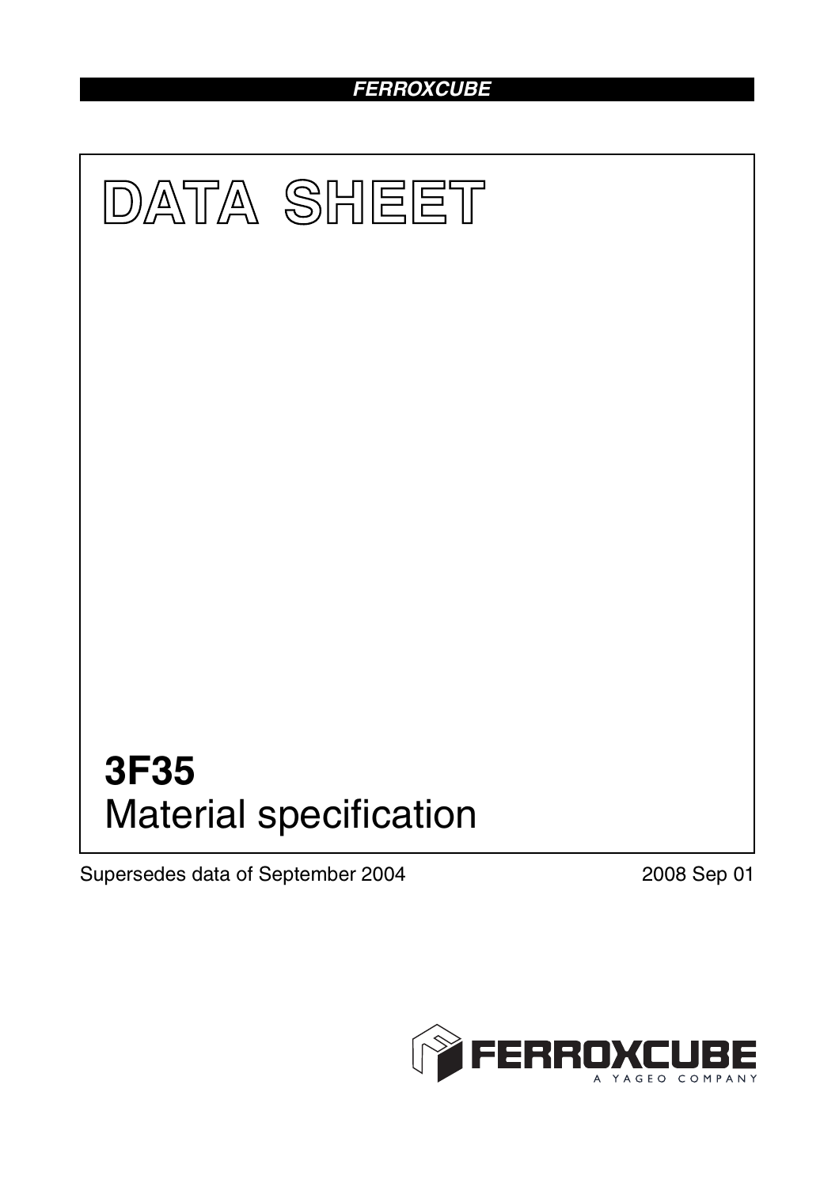FERROXCUBE

# DATA SHEET

# 3F35
## Material specification

Supersedes data of September 2004

2008 Sep 01

FERROXCUBE
A YAGEO COMPANY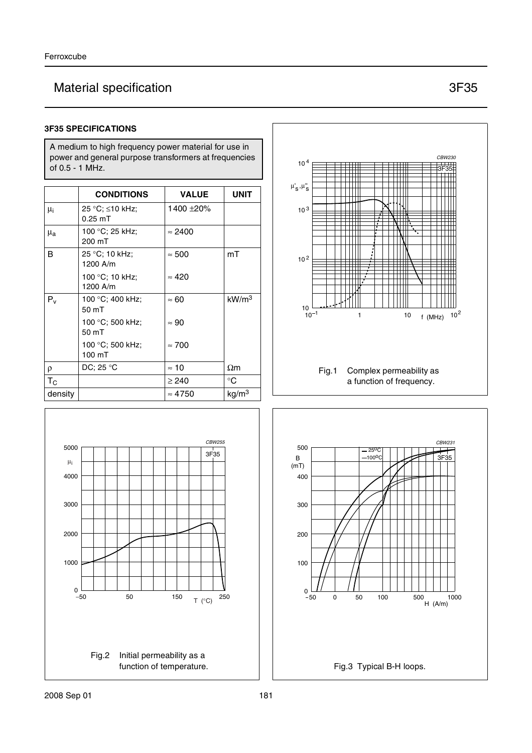# Material specification 3F35

### 3F35 SPECIFICATIONS

A medium to high frequency power material for use in power and general purpose transformers at frequencies of 0.5 - 1 MHz.

| | CONDITIONS | VALUE | UNIT |
|---|---|---|---|
| $\mu_i$ | 25 °C; ≤10 kHz; 0.25 mT | 1400 ±20% | |
| $\mu_a$ | 100 °C; 25 kHz; 200 mT | ≈ 2400 | |
| B | 25 °C; 10 kHz; 1200 A/m | ≈ 500 | mT |
| | 100 °C; 10 kHz; 1200 A/m | ≈ 420 | |
| $P_v$ | 100 °C; 400 kHz; 50 mT | ≈ 60 | $kW/m^3$ |
| | 100 °C; 500 kHz; 50 mT | ≈ 90 | |
| | 100 °C; 500 kHz; 100 mT | ≈ 700 | |
| ρ | DC; 25 °C | ≈ 10 | Ωm |
| $T_C$ | | ≥ 240 | °C |
| density | | ≈ 4750 | $kg/m^3$ |

Fig.1 Complex permeability as a function of frequency.

Fig.2 Initial permeability as a function of temperature.

Fig.3 Typical B-H loops.

2008 Sep 01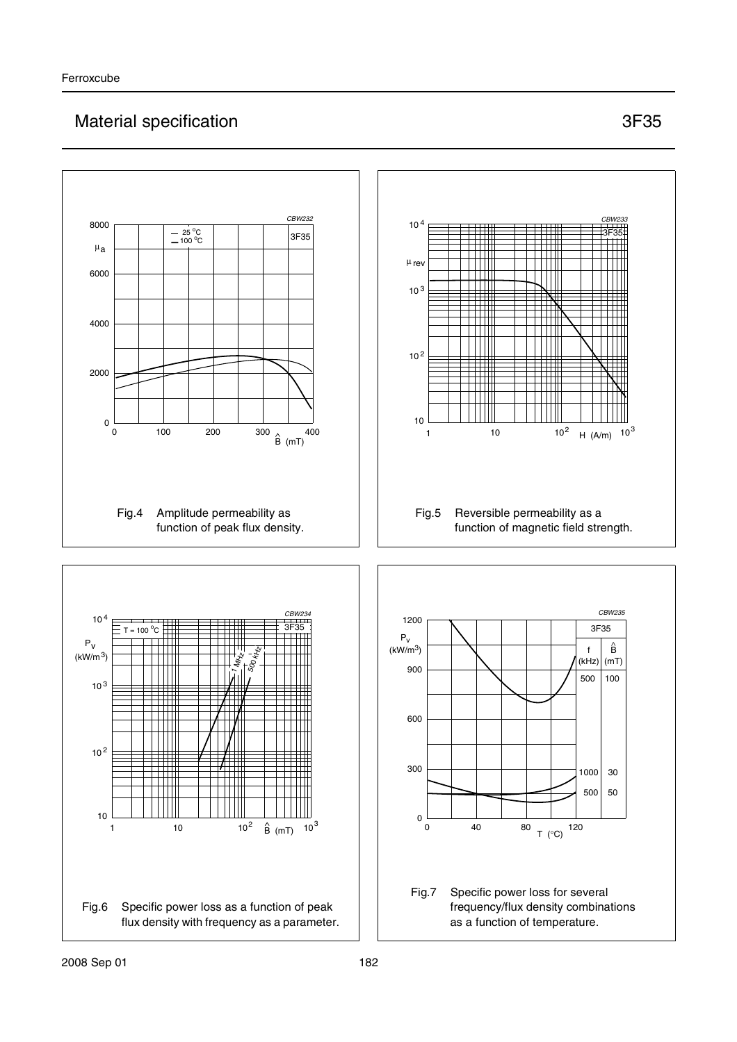## Material specification 3F35

Fig.4 Amplitude permeability as function of peak flux density.

Fig.5 Reversible permeability as a function of magnetic field strength.

Fig.6 Specific power loss as a function of peak flux density with frequency as a parameter.

Fig.7 Specific power loss for several frequency/flux density combinations as a function of temperature.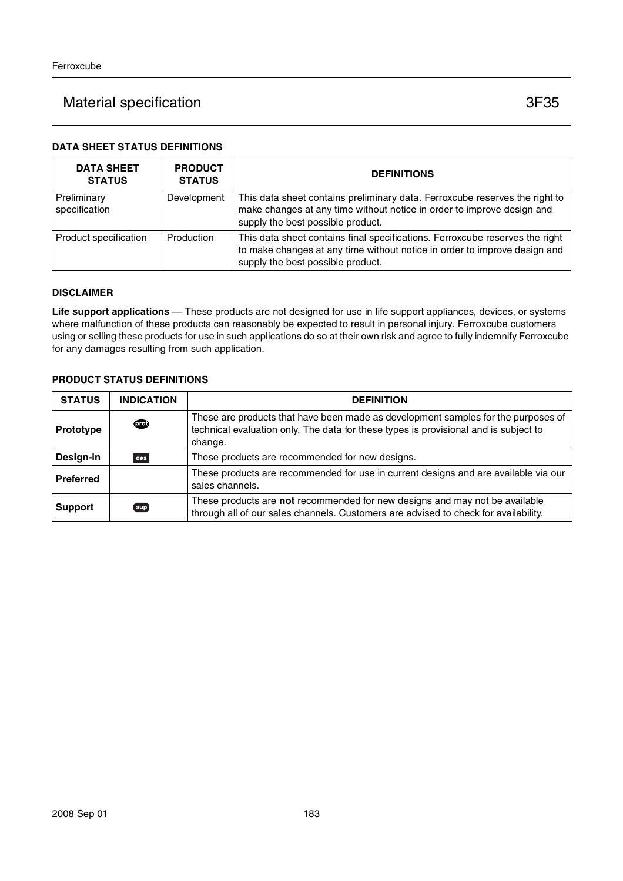## Material specification 3F35

### DATA SHEET STATUS DEFINITIONS

| DATA SHEET STATUS | PRODUCT STATUS | DEFINITIONS |
|---|---|---|
| Preliminary specification | Development | This data sheet contains preliminary data. Ferroxcube reserves the right to make changes at any time without notice in order to improve design and supply the best possible product. |
| Product specification | Production | This data sheet contains final specifications. Ferroxcube reserves the right to make changes at any time without notice in order to improve design and supply the best possible product. |

### DISCLAIMER

**Life support applications** — These products are not designed for use in life support appliances, devices, or systems where malfunction of these products can reasonably be expected to result in personal injury. Ferroxcube customers using or selling these products for use in such applications do so at their own risk and agree to fully indemnify Ferroxcube for any damages resulting from such application.

### PRODUCT STATUS DEFINITIONS

| STATUS | INDICATION | DEFINITION |
|---|---|---|
| **Prototype** | prot | These are products that have been made as development samples for the purposes of technical evaluation only. The data for these types is provisional and is subject to change. |
| **Design-in** | des | These products are recommended for new designs. |
| **Preferred** | | These products are recommended for use in current designs and are available via our sales channels. |
| **Support** | sup | These products are **not** recommended for new designs and may not be available through all of our sales channels. Customers are advised to check for availability. |